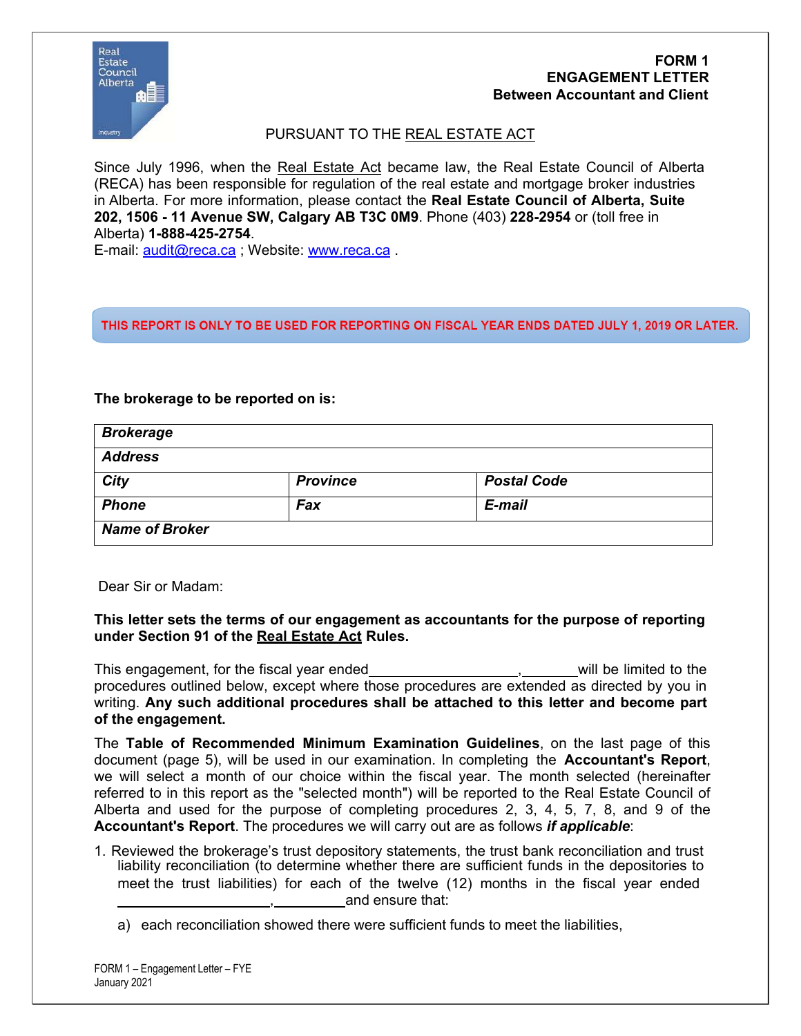**FORM 1**
**ENGAGEMENT LETTER**
**Between Accountant and Client**

PURSUANT TO THE REAL ESTATE ACT

Since July 1996, when the Real Estate Act became law, the Real Estate Council of Alberta (RECA) has been responsible for regulation of the real estate and mortgage broker industries in Alberta. For more information, please contact the **Real Estate Council of Alberta, Suite 202, 1506 - 11 Avenue SW, Calgary AB T3C 0M9**. Phone (403) **228-2954** or (toll free in Alberta) **1-888-425-2754**.
E-mail: audit@reca.ca ; Website: www.reca.ca .

**THIS REPORT IS ONLY TO BE USED FOR REPORTING ON FISCAL YEAR ENDS DATED JULY 1, 2019 OR LATER.**

**The brokerage to be reported on is:**

| ***Brokerage*** | | |
|---|---|---|
| ***Address*** | | |
| ***City*** | ***Province*** | ***Postal Code*** |
| ***Phone*** | ***Fax*** | ***E-mail*** |
| ***Name of Broker*** | | |

Dear Sir or Madam:

**This letter sets the terms of our engagement as accountants for the purpose of reporting under Section 91 of the Real Estate Act Rules.**

This engagement, for the fiscal year ended__________________,_______will be limited to the procedures outlined below, except where those procedures are extended as directed by you in writing. **Any such additional procedures shall be attached to this letter and become part of the engagement.**

The **Table of Recommended Minimum Examination Guidelines**, on the last page of this document (page 5), will be used in our examination. In completing the **Accountant's Report**, we will select a month of our choice within the fiscal year. The month selected (hereinafter referred to in this report as the "selected month") will be reported to the Real Estate Council of Alberta and used for the purpose of completing procedures 2, 3, 4, 5, 7, 8, and 9 of the **Accountant's Report**. The procedures we will carry out are as follows ***if applicable***:

1. Reviewed the brokerage's trust depository statements, the trust bank reconciliation and trust liability reconciliation (to determine whether there are sufficient funds in the depositories to meet the trust liabilities) for each of the twelve (12) months in the fiscal year ended ____________________,_________and ensure that:

   a) each reconciliation showed there were sufficient funds to meet the liabilities,

FORM 1 – Engagement Letter – FYE
January 2021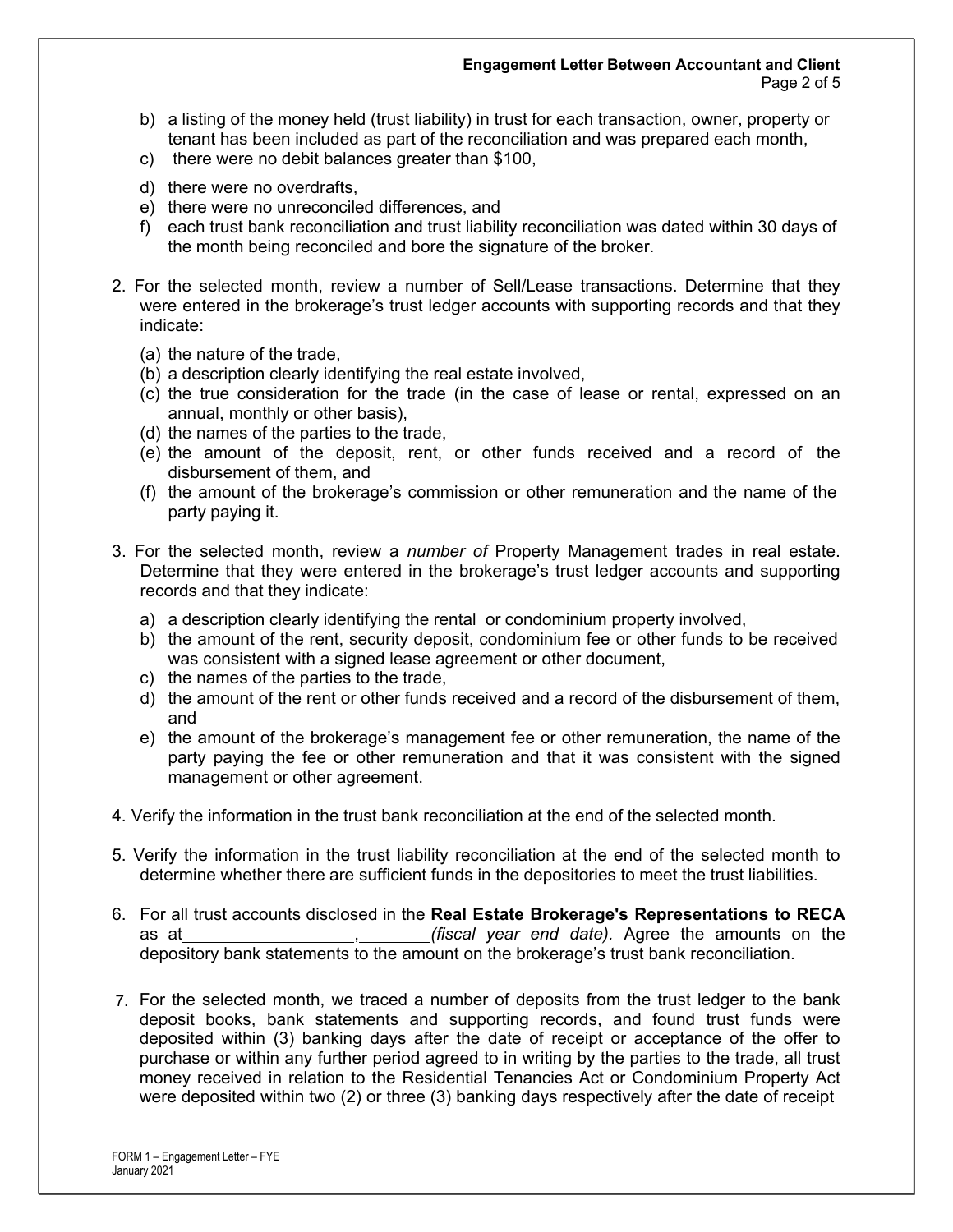b) a listing of the money held (trust liability) in trust for each transaction, owner, property or tenant has been included as part of the reconciliation and was prepared each month,
c) there were no debit balances greater than $100,
d) there were no overdrafts,
e) there were no unreconciled differences, and
f) each trust bank reconciliation and trust liability reconciliation was dated within 30 days of the month being reconciled and bore the signature of the broker.

2. For the selected month, review a number of Sell/Lease transactions. Determine that they were entered in the brokerage's trust ledger accounts with supporting records and that they indicate:

   (a) the nature of the trade,
   (b) a description clearly identifying the real estate involved,
   (c) the true consideration for the trade (in the case of lease or rental, expressed on an annual, monthly or other basis),
   (d) the names of the parties to the trade,
   (e) the amount of the deposit, rent, or other funds received and a record of the disbursement of them, and
   (f) the amount of the brokerage's commission or other remuneration and the name of the party paying it.

3. For the selected month, review a *number of* Property Management trades in real estate. Determine that they were entered in the brokerage's trust ledger accounts and supporting records and that they indicate:

   a) a description clearly identifying the rental or condominium property involved,
   b) the amount of the rent, security deposit, condominium fee or other funds to be received was consistent with a signed lease agreement or other document,
   c) the names of the parties to the trade,
   d) the amount of the rent or other funds received and a record of the disbursement of them, and
   e) the amount of the brokerage's management fee or other remuneration, the name of the party paying the fee or other remuneration and that it was consistent with the signed management or other agreement.

4. Verify the information in the trust bank reconciliation at the end of the selected month.

5. Verify the information in the trust liability reconciliation at the end of the selected month to determine whether there are sufficient funds in the depositories to meet the trust liabilities.

6. For all trust accounts disclosed in the **Real Estate Brokerage's Representations to RECA** as at__________________,________*(fiscal year end date).* Agree the amounts on the depository bank statements to the amount on the brokerage's trust bank reconciliation.

7. For the selected month, we traced a number of deposits from the trust ledger to the bank deposit books, bank statements and supporting records, and found trust funds were deposited within (3) banking days after the date of receipt or acceptance of the offer to purchase or within any further period agreed to in writing by the parties to the trade, all trust money received in relation to the Residential Tenancies Act or Condominium Property Act were deposited within two (2) or three (3) banking days respectively after the date of receipt

FORM 1 – Engagement Letter – FYE
January 2021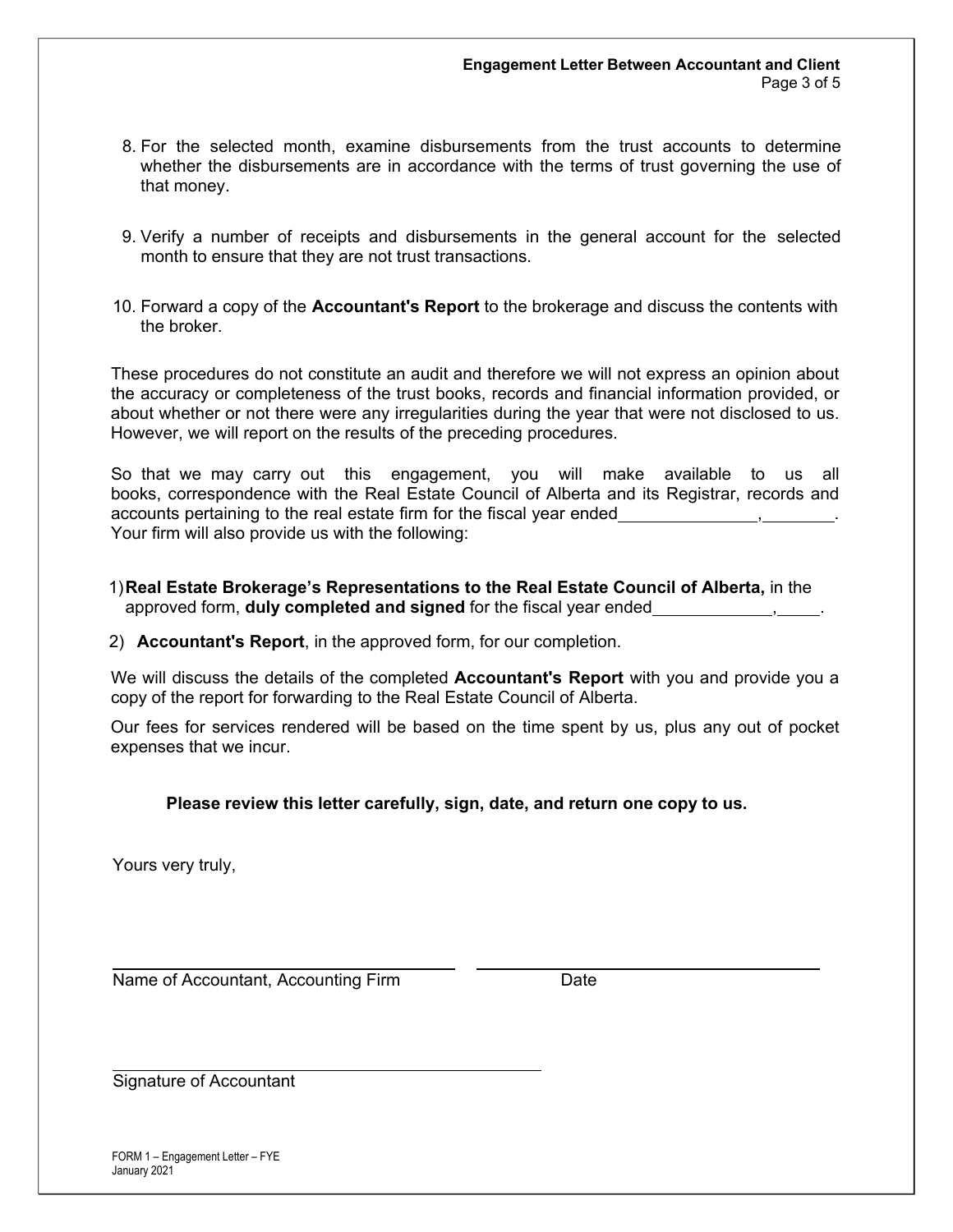8. For the selected month, examine disbursements from the trust accounts to determine whether the disbursements are in accordance with the terms of trust governing the use of that money.

9. Verify a number of receipts and disbursements in the general account for the selected month to ensure that they are not trust transactions.

10. Forward a copy of the **Accountant's Report** to the brokerage and discuss the contents with the broker.

These procedures do not constitute an audit and therefore we will not express an opinion about the accuracy or completeness of the trust books, records and financial information provided, or about whether or not there were any irregularities during the year that were not disclosed to us. However, we will report on the results of the preceding procedures.

So that we may carry out this engagement, you will make available to us all books, correspondence with the Real Estate Council of Alberta and its Registrar, records and accounts pertaining to the real estate firm for the fiscal year ended______________,_______. Your firm will also provide us with the following:

1) **Real Estate Brokerage's Representations to the Real Estate Council of Alberta,** in the approved form, **duly completed and signed** for the fiscal year ended____________,____.

2) **Accountant's Report**, in the approved form, for our completion.

We will discuss the details of the completed **Accountant's Report** with you and provide you a copy of the report for forwarding to the Real Estate Council of Alberta.

Our fees for services rendered will be based on the time spent by us, plus any out of pocket expenses that we incur.

**Please review this letter carefully, sign, date, and return one copy to us.**

Yours very truly,

______________________________ ______________________________
Name of Accountant, Accounting Firm Date

______________________________
Signature of Accountant

FORM 1 – Engagement Letter – FYE
January 2021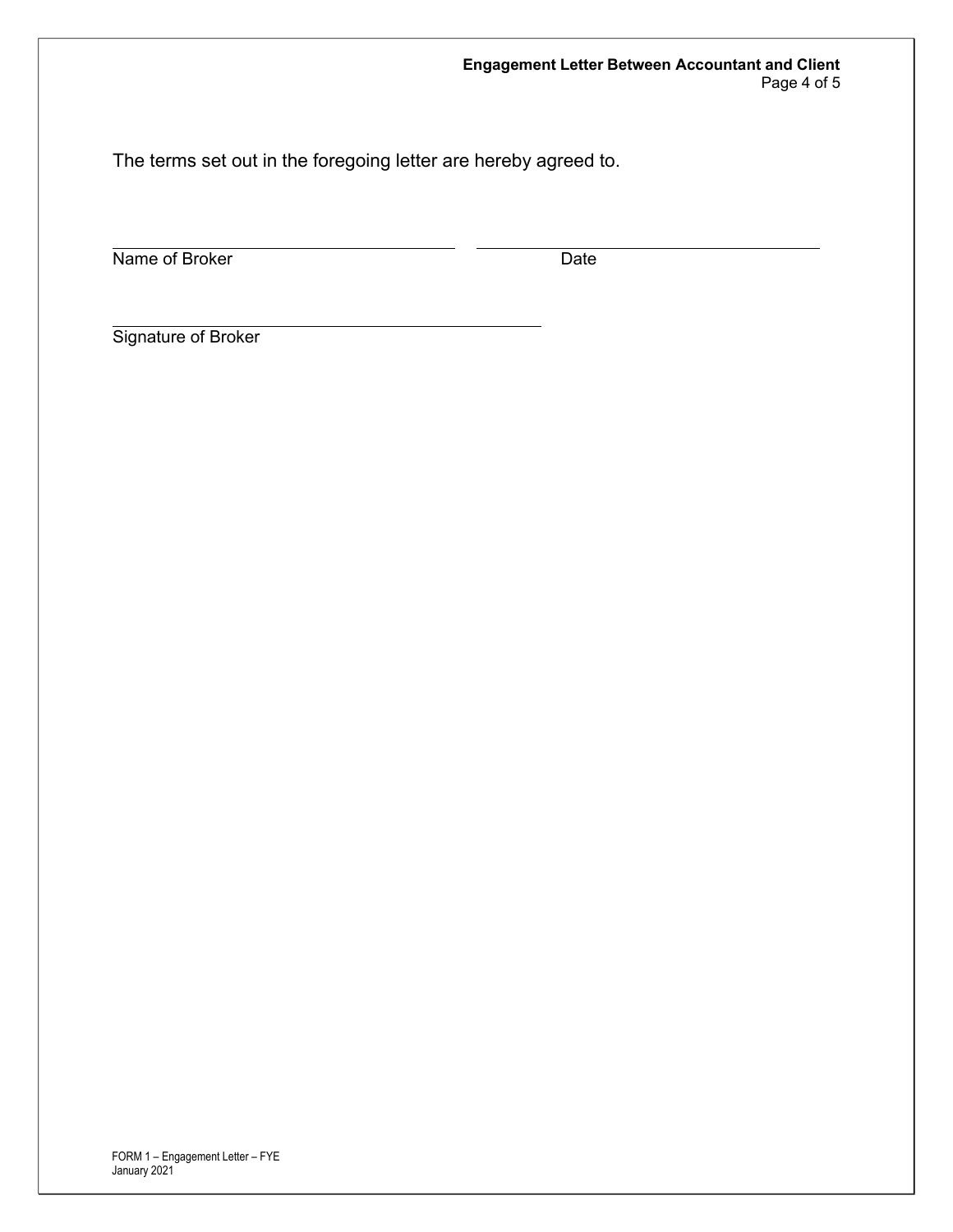The terms set out in the foregoing letter are hereby agreed to.

\_\_\_\_\_\_\_\_\_\_\_\_\_\_\_\_\_\_\_\_\_\_\_\_\_\_\_\_\_\_\_\_\_\_\_\_\_\_\_\_ \_\_\_\_\_\_\_\_\_\_\_\_\_\_\_\_\_\_\_\_\_\_\_\_\_\_\_\_\_\_\_\_\_\_\_\_\_\_\_\_

Name of Broker Date

\_\_\_\_\_\_\_\_\_\_\_\_\_\_\_\_\_\_\_\_\_\_\_\_\_\_\_\_\_\_\_\_\_\_\_\_\_\_\_\_\_\_\_\_\_\_\_\_\_\_

Signature of Broker

FORM 1 – Engagement Letter – FYE
January 2021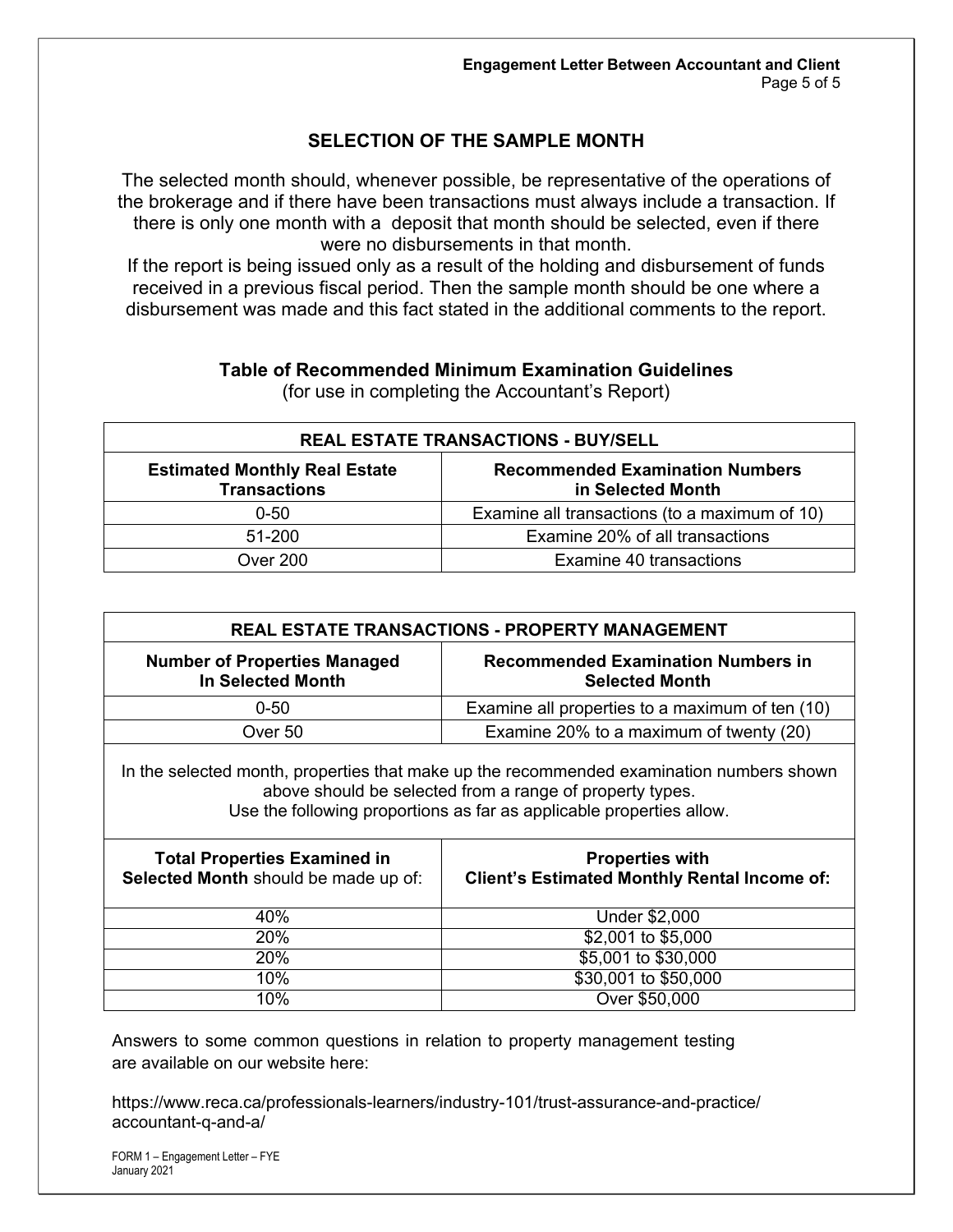## SELECTION OF THE SAMPLE MONTH

The selected month should, whenever possible, be representative of the operations of the brokerage and if there have been transactions must always include a transaction. If there is only one month with a deposit that month should be selected, even if there were no disbursements in that month.

If the report is being issued only as a result of the holding and disbursement of funds received in a previous fiscal period. Then the sample month should be one where a disbursement was made and this fact stated in the additional comments to the report.

### Table of Recommended Minimum Examination Guidelines

(for use in completing the Accountant's Report)

| REAL ESTATE TRANSACTIONS - BUY/SELL | |
|---|---|
| **Estimated Monthly Real Estate Transactions** | **Recommended Examination Numbers in Selected Month** |
| 0-50 | Examine all transactions (to a maximum of 10) |
| 51-200 | Examine 20% of all transactions |
| Over 200 | Examine 40 transactions |

| REAL ESTATE TRANSACTIONS - PROPERTY MANAGEMENT | |
|---|---|
| **Number of Properties Managed In Selected Month** | **Recommended Examination Numbers in Selected Month** |
| 0-50 | Examine all properties to a maximum of ten (10) |
| Over 50 | Examine 20% to a maximum of twenty (20) |
| In the selected month, properties that make up the recommended examination numbers shown above should be selected from a range of property types. Use the following proportions as far as applicable properties allow. | |
| **Total Properties Examined in Selected Month** should be made up of: | **Properties with Client's Estimated Monthly Rental Income of:** |
| 40% | Under $2,000 |
| 20% | $2,001 to $5,000 |
| 20% | $5,001 to $30,000 |
| 10% | $30,001 to $50,000 |
| 10% | Over $50,000 |

Answers to some common questions in relation to property management testing are available on our website here:

https://www.reca.ca/professionals-learners/industry-101/trust-assurance-and-practice/accountant-q-and-a/

FORM 1 – Engagement Letter – FYE
January 2021